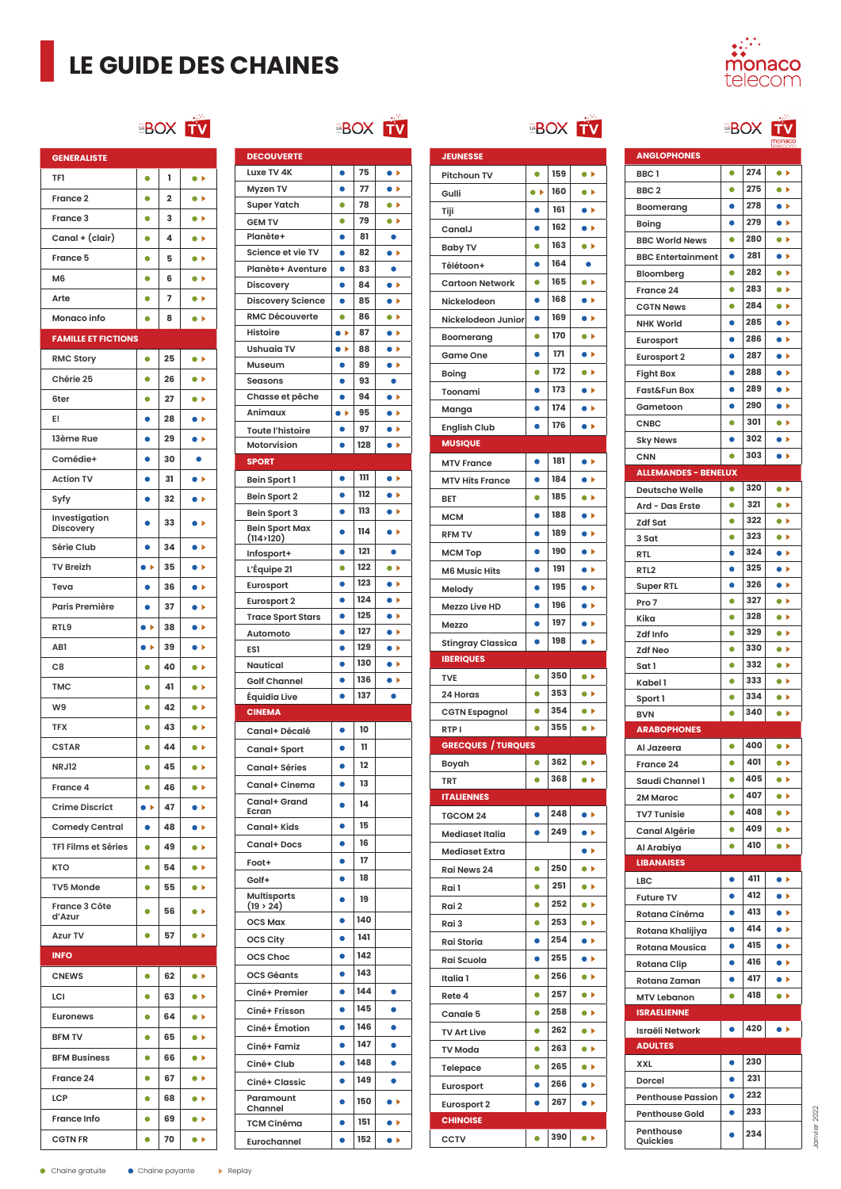# LE GUIDE DES CHAINES

monaco telecom

LA BOX TV

## GENERALISTE

| Chaîne | Type | N° | Replay |
|---|---|---|---|
| TF1 | Gratuite | 1 | Gratuite ▸ |
| France 2 | Gratuite | 2 | Gratuite ▸ |
| France 3 | Gratuite | 3 | Gratuite ▸ |
| Canal + (clair) | Gratuite | 4 | Gratuite ▸ |
| France 5 | Gratuite | 5 | Gratuite ▸ |
| M6 | Gratuite | 6 | Gratuite ▸ |
| Arte | Gratuite | 7 | Gratuite ▸ |
| Monaco info | Gratuite | 8 | Gratuite ▸ |

## FAMILLE ET FICTIONS

| Chaîne | Type | N° | Replay |
|---|---|---|---|
| RMC Story | Gratuite | 25 | Gratuite ▸ |
| Chérie 25 | Gratuite | 26 | Gratuite ▸ |
| 6ter | Gratuite | 27 | Gratuite ▸ |
| E! | Payante | 28 | Payante ▸ |
| 13ème Rue | Payante | 29 | Payante ▸ |
| Comédie+ | Payante | 30 | Payante |
| Action TV | Payante | 31 | Payante ▸ |
| Syfy | Payante | 32 | Payante ▸ |
| Investigation Discovery | Payante | 33 | Payante ▸ |
| Série Club | Payante | 34 | Payante ▸ |
| TV Breizh | Payante ▸ | 35 | Payante ▸ |
| Teva | Payante | 36 | Payante ▸ |
| Paris Première | Payante | 37 | Payante ▸ |
| RTL9 | Payante ▸ | 38 | Payante ▸ |
| AB1 | Payante ▸ | 39 | Payante ▸ |
| C8 | Gratuite | 40 | Gratuite ▸ |
| TMC | Gratuite | 41 | Gratuite ▸ |
| W9 | Gratuite | 42 | Gratuite ▸ |
| TFX | Gratuite | 43 | Gratuite ▸ |
| CSTAR | Gratuite | 44 | Gratuite ▸ |
| NRJ12 | Gratuite | 45 | Gratuite ▸ |
| France 4 | Gratuite | 46 | Gratuite ▸ |
| Crime Discrict | Payante ▸ | 47 | Payante ▸ |
| Comedy Central | Payante | 48 | Payante ▸ |
| TF1 Films et Séries | Gratuite | 49 | Gratuite ▸ |
| KTO | Gratuite | 54 | Gratuite ▸ |
| TV5 Monde | Gratuite | 55 | Gratuite ▸ |
| France 3 Côte d'Azur | Gratuite | 56 | Gratuite ▸ |
| Azur TV | Gratuite | 57 | Gratuite ▸ |

## INFO

| Chaîne | Type | N° | Replay |
|---|---|---|---|
| CNEWS | Gratuite | 62 | Gratuite ▸ |
| LCI | Gratuite | 63 | Gratuite ▸ |
| Euronews | Gratuite | 64 | Gratuite ▸ |
| BFM TV | Gratuite | 65 | Gratuite ▸ |
| BFM Business | Gratuite | 66 | Gratuite ▸ |
| France 24 | Gratuite | 67 | Gratuite ▸ |
| LCP | Gratuite | 68 | Gratuite ▸ |
| France Info | Gratuite | 69 | Gratuite ▸ |
| CGTN FR | Gratuite | 70 | Gratuite ▸ |

## DECOUVERTE

| Chaîne | Type | N° | Replay |
|---|---|---|---|
| Luxe TV 4K | Payante | 75 | Payante ▸ |
| Myzen TV | Payante | 77 | Payante ▸ |
| Super Yatch | Gratuite | 78 | Gratuite ▸ |
| GEM TV | Gratuite | 79 | Gratuite ▸ |
| Planète+ | Payante | 81 | Payante |
| Science et vie TV | Payante | 82 | Payante ▸ |
| Planète+ Aventure | Payante | 83 | Payante |
| Discovery | Payante | 84 | Payante ▸ |
| Discovery Science | Payante | 85 | Payante ▸ |
| RMC Découverte | Gratuite | 86 | Gratuite ▸ |
| Histoire | Payante ▸ | 87 | Payante ▸ |
| Ushuaia TV | Payante ▸ | 88 | Payante ▸ |
| Museum | Payante | 89 | Payante ▸ |
| Seasons | Payante | 93 | Payante |
| Chasse et pêche | Payante | 94 | Payante ▸ |
| Animaux | Payante ▸ | 95 | Payante ▸ |
| Toute l'histoire | Payante | 97 | Payante ▸ |
| Motorvision | Payante | 128 | Payante ▸ |

## SPORT

| Chaîne | Type | N° | Replay |
|---|---|---|---|
| Bein Sport 1 | Payante | 111 | Payante ▸ |
| Bein Sport 2 | Payante | 112 | Payante ▸ |
| Bein Sport 3 | Payante | 113 | Payante ▸ |
| Bein Sport Max (114>120) | Payante | 114 | Payante ▸ |
| Infosport+ | Payante | 121 | Payante |
| L'Équipe 21 | Gratuite | 122 | Gratuite ▸ |
| Eurosport | Payante | 123 | Payante ▸ |
| Eurosport 2 | Payante | 124 | Payante ▸ |
| Trace Sport Stars | Payante | 125 | Payante ▸ |
| Automoto | Payante | 127 | Payante ▸ |
| ES1 | Payante | 129 | Payante ▸ |
| Nautical | Payante | 130 | Payante ▸ |
| Golf Channel | Payante | 136 | Payante ▸ |
| Équidia Live | Payante | 137 | Payante |

## CINEMA

| Chaîne | Type | N° | Replay |
|---|---|---|---|
| Canal+ Décalé | Payante | 10 | |
| Canal+ Sport | Payante | 11 | |
| Canal+ Séries | Payante | 12 | |
| Canal+ Cinema | Payante | 13 | |
| Canal+ Grand Ecran | Payante | 14 | |
| Canal+ Kids | Payante | 15 | |
| Canal+ Docs | Payante | 16 | |
| Foot+ | Payante | 17 | |
| Golf+ | Payante | 18 | |
| Multisports (19 > 24) | Payante | 19 | |
| OCS Max | Payante | 140 | |
| OCS City | Payante | 141 | |
| OCS Choc | Payante | 142 | |
| OCS Géants | Payante | 143 | |
| Ciné+ Premier | Payante | 144 | Payante |
| Ciné+ Frisson | Payante | 145 | Payante |
| Ciné+ Émotion | Payante | 146 | Payante |
| Ciné+ Famiz | Payante | 147 | Payante |
| Ciné+ Club | Payante | 148 | Payante |
| Ciné+ Classic | Payante | 149 | Payante |
| Paramount Channel | Payante | 150 | Payante ▸ |
| TCM Cinéma | Payante | 151 | Payante ▸ |
| Eurochannel | Payante | 152 | Payante ▸ |

## JEUNESSE

| Chaîne | Type | N° | Replay |
|---|---|---|---|
| Pitchoun TV | Gratuite | 159 | Gratuite ▸ |
| Gulli | Gratuite ▸ | 160 | Gratuite ▸ |
| Tiji | Payante | 161 | Payante ▸ |
| CanalJ | Gratuite | 162 | Gratuite ▸ |
| Baby TV | Gratuite | 163 | Gratuite ▸ |
| Télétoon+ | Payante | 164 | Payante |
| Cartoon Network | Gratuite | 165 | Gratuite ▸ |
| Nickelodeon | Payante | 168 | Payante ▸ |
| Nickelodeon Junior | Payante | 169 | Payante ▸ |
| Boomerang | Gratuite | 170 | Gratuite ▸ |
| Game One | Payante | 171 | Payante ▸ |
| Boing | Gratuite | 172 | Gratuite ▸ |
| Toonami | Payante | 173 | Payante ▸ |
| Manga | Payante | 174 | Payante ▸ |
| English Club | Gratuite | 176 | Gratuite ▸ |

## MUSIQUE

| Chaîne | Type | N° | Replay |
|---|---|---|---|
| MTV France | Payante | 181 | Payante ▸ |
| MTV Hits France | Payante | 184 | Payante ▸ |
| BET | Gratuite | 185 | Gratuite ▸ |
| MCM | Gratuite | 188 | Gratuite ▸ |
| RFM TV | Gratuite | 189 | Gratuite ▸ |
| MCM Top | Gratuite | 190 | Gratuite ▸ |
| M6 Music Hits | Payante | 191 | Payante ▸ |
| Melody | Payante | 195 | Payante ▸ |
| Mezzo Live HD | Payante | 196 | Payante ▸ |
| Mezzo | Gratuite | 197 | Gratuite ▸ |
| Stingray Classica | Payante | 198 | Payante ▸ |

## IBERIQUES

| Chaîne | Type | N° | Replay |
|---|---|---|---|
| TVE | Gratuite | 350 | Gratuite ▸ |
| 24 Horas | Gratuite | 353 | Gratuite ▸ |
| CGTN Espagnol | Gratuite | 354 | Gratuite ▸ |
| RTP I | Gratuite | 355 | Gratuite ▸ |

## GRECQUES / TURQUES

| Chaîne | Type | N° | Replay |
|---|---|---|---|
| Boyah | Gratuite | 362 | Gratuite ▸ |
| TRT | Gratuite | 368 | Gratuite ▸ |

## ITALIENNES

| Chaîne | Type | N° | Replay |
|---|---|---|---|
| TGCOM 24 | Payante | 248 | Payante ▸ |
| Mediaset Italia | Payante | 249 | Payante ▸ |
| Mediaset Extra | | | Payante ▸ |
| Rai News 24 | Gratuite | 250 | Gratuite ▸ |
| Rai 1 | Gratuite | 251 | Gratuite ▸ |
| Rai 2 | Gratuite | 252 | Gratuite ▸ |
| Rai 3 | Gratuite | 253 | Gratuite ▸ |
| Rai Storia | Payante | 254 | Payante ▸ |
| Rai Scuola | Payante | 255 | Payante ▸ |
| Italia 1 | Payante | 256 | Payante ▸ |
| Rete 4 | Gratuite | 257 | Gratuite ▸ |
| Canale 5 | Gratuite | 258 | Gratuite ▸ |
| TV Art Live | Gratuite | 262 | Gratuite ▸ |
| TV Moda | Gratuite | 263 | Gratuite ▸ |
| Telepace | Gratuite | 265 | Gratuite ▸ |
| Eurosport | Payante | 266 | Payante ▸ |
| Eurosport 2 | Payante | 267 | Payante ▸ |

## CHINOISE

| Chaîne | Type | N° | Replay |
|---|---|---|---|
| CCTV | Gratuite | 390 | Gratuite ▸ |

## ANGLOPHONES

| Chaîne | Type | N° | Replay |
|---|---|---|---|
| BBC 1 | Gratuite | 274 | Gratuite ▸ |
| BBC 2 | Gratuite | 275 | Gratuite ▸ |
| Boomerang | Payante | 278 | Payante ▸ |
| Boing | Gratuite | 279 | Gratuite ▸ |
| BBC World News | Gratuite | 280 | Gratuite ▸ |
| BBC Entertainment | Payante | 281 | Payante ▸ |
| Bloomberg | Gratuite | 282 | Gratuite ▸ |
| France 24 | Gratuite | 283 | Gratuite ▸ |
| CGTN News | Gratuite | 284 | Gratuite ▸ |
| NHK World | Gratuite | 285 | Gratuite ▸ |
| Eurosport | Payante | 286 | Payante ▸ |
| Eurosport 2 | Payante | 287 | Payante ▸ |
| Fight Box | Payante | 288 | Payante ▸ |
| Fast&Fun Box | Payante | 289 | Payante ▸ |
| Gametoon | Payante | 290 | Payante ▸ |
| CNBC | Gratuite | 301 | Gratuite ▸ |
| Sky News | Gratuite | 302 | Gratuite ▸ |
| CNN | Gratuite | 303 | Gratuite ▸ |

## ALLEMANDES - BENELUX

| Chaîne | Type | N° | Replay |
|---|---|---|---|
| Deutsche Welle | Gratuite | 320 | Gratuite ▸ |
| Ard - Das Erste | Gratuite | 321 | Gratuite ▸ |
| Zdf Sat | Gratuite | 322 | Gratuite ▸ |
| 3 Sat | Gratuite | 323 | Gratuite ▸ |
| RTL | Payante | 324 | Payante ▸ |
| RTL2 | Payante | 325 | Payante ▸ |
| Super RTL | Payante | 326 | Payante ▸ |
| Pro 7 | Gratuite | 327 | Gratuite ▸ |
| Kika | Gratuite | 328 | Gratuite ▸ |
| Zdf Info | Gratuite | 329 | Gratuite ▸ |
| Zdf Neo | Gratuite | 330 | Gratuite ▸ |
| Sat 1 | Gratuite | 332 | Gratuite ▸ |
| Kabel 1 | Gratuite | 333 | Gratuite ▸ |
| Sport 1 | Gratuite | 334 | Gratuite ▸ |
| BVN | Gratuite | 340 | Gratuite ▸ |

## ARABOPHONES

| Chaîne | Type | N° | Replay |
|---|---|---|---|
| Al Jazeera | Gratuite | 400 | Gratuite ▸ |
| France 24 | Gratuite | 401 | Gratuite ▸ |
| Saudi Channel 1 | Gratuite | 405 | Gratuite ▸ |
| 2M Maroc | Gratuite | 407 | Gratuite ▸ |
| TV7 Tunisie | Gratuite | 408 | Gratuite ▸ |
| Canal Algérie | Gratuite | 409 | Gratuite ▸ |
| Al Arabiya | Gratuite | 410 | Gratuite ▸ |

## LIBANAISES

| Chaîne | Type | N° | Replay |
|---|---|---|---|
| LBC | Payante | 411 | Payante ▸ |
| Future TV | Payante | 412 | Payante ▸ |
| Rotana Cinéma | Payante | 413 | Payante ▸ |
| Rotana Khalijiya | Payante | 414 | Payante ▸ |
| Rotana Mousica | Payante | 415 | Payante ▸ |
| Rotana Clip | Payante | 416 | Payante ▸ |
| Rotana Zaman | Payante | 417 | Payante ▸ |
| MTV Lebanon | Gratuite | 418 | Gratuite ▸ |

## ISRAELIENNE

| Chaîne | Type | N° | Replay |
|---|---|---|---|
| Israëli Network | Payante | 420 | Payante ▸ |

## ADULTES

| Chaîne | Type | N° | Replay |
|---|---|---|---|
| XXL | Payante | 230 | |
| Dorcel | Payante | 231 | |
| Penthouse Passion | Payante | 232 | |
| Penthouse Gold | Payante | 233 | |
| Penthouse Quickies | Payante | 234 | |

● Chaîne gratuite ● Chaîne payante ▸ Replay

Janvier 2022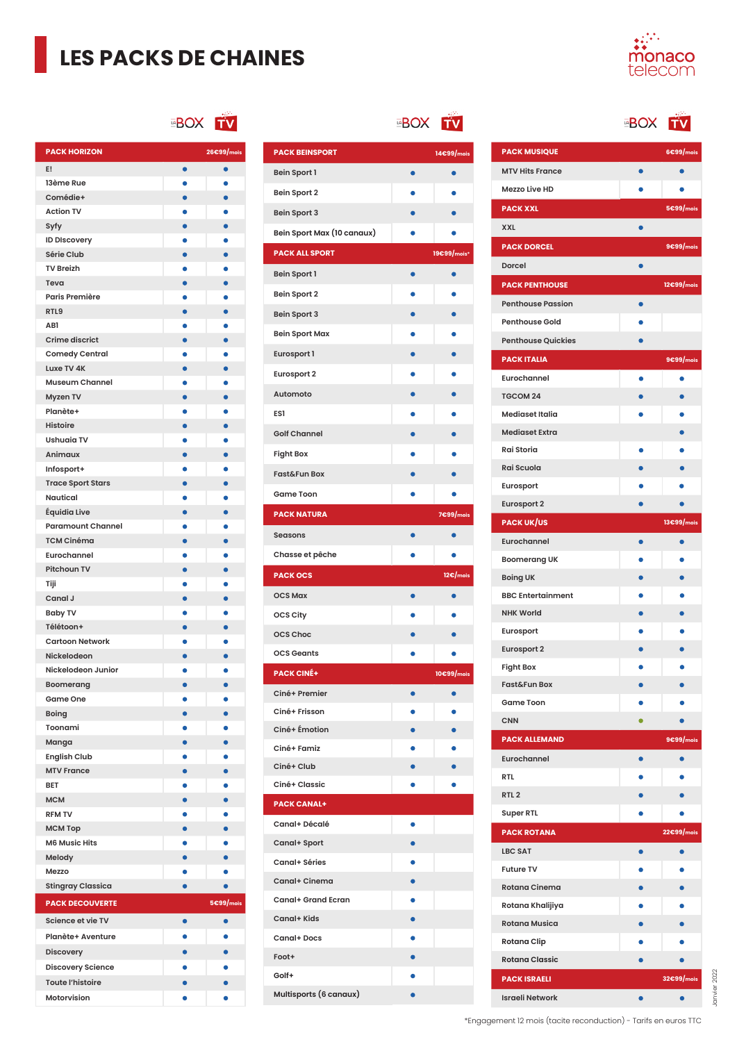# LES PACKS DE CHAINES

| PACK HORIZON | 26€99/mois | |
|---|---|---|
| | LA BOX | TV |
| E! | • | • |
| 13ème Rue | • | • |
| Comédie+ | • | • |
| Action TV | • | • |
| Syfy | • | • |
| ID DIscovery | • | • |
| Série Club | • | • |
| TV Breizh | • | • |
| Teva | • | • |
| Paris Première | • | • |
| RTL9 | • | • |
| AB1 | • | • |
| Crime discrict | • | • |
| Comedy Central | • | • |
| Luxe TV 4K | • | • |
| Museum Channel | • | • |
| Myzen TV | • | • |
| Planète+ | • | • |
| Histoire | • | • |
| Ushuaia TV | • | • |
| Animaux | • | • |
| Infosport+ | • | • |
| Trace Sport Stars | • | • |
| Nautical | • | • |
| Équidia Live | • | • |
| Paramount Channel | • | • |
| TCM Cinéma | • | • |
| Eurochannel | • | • |
| Pitchoun TV | • | • |
| Tiji | • | • |
| Canal J | • | • |
| Baby TV | • | • |
| Télétoon+ | • | • |
| Cartoon Network | • | • |
| Nickelodeon | • | • |
| Nickelodeon Junior | • | • |
| Boomerang | • | • |
| Game One | • | • |
| Boing | • | • |
| Toonami | • | • |
| Manga | • | • |
| English Club | • | • |
| MTV France | • | • |
| BET | • | • |
| MCM | • | • |
| RFM TV | • | • |
| MCM Top | • | • |
| M6 Music Hits | • | • |
| Melody | • | • |
| Mezzo | • | • |
| Stingray Classica | • | • |
| **PACK DECOUVERTE** | **5€99/mois** | |
| Science et vie TV | • | • |
| Planète+ Aventure | • | • |
| Discovery | • | • |
| Discovery Science | • | • |
| Toute l'histoire | • | • |
| Motorvision | • | • |

| PACK BEINSPORT | 14€99/mois | |
|---|---|---|
| | LA BOX | TV |
| Bein Sport 1 | • | • |
| Bein Sport 2 | • | • |
| Bein Sport 3 | • | • |
| Bein Sport Max (10 canaux) | • | • |
| **PACK ALL SPORT** | **19€99/mois*** | |
| Bein Sport 1 | • | • |
| Bein Sport 2 | • | • |
| Bein Sport 3 | • | • |
| Bein Sport Max | • | • |
| Eurosport 1 | • | • |
| Eurosport 2 | • | • |
| Automoto | • | • |
| ES1 | • | • |
| Golf Channel | • | • |
| Fight Box | • | • |
| Fast&Fun Box | • | • |
| Game Toon | • | • |
| **PACK NATURA** | **7€99/mois** | |
| Seasons | • | • |
| Chasse et pêche | • | • |
| **PACK OCS** | **12€/mois** | |
| OCS Max | • | • |
| OCS City | • | • |
| OCS Choc | • | • |
| OCS Geants | • | • |
| **PACK CINÉ+** | **10€99/mois** | |
| Ciné+ Premier | • | • |
| Ciné+ Frisson | • | • |
| Ciné+ Émotion | • | • |
| Ciné+ Famiz | • | • |
| Ciné+ Club | • | • |
| Ciné+ Classic | • | • |
| **PACK CANAL+** | | |
| Canal+ Décalé | • | |
| Canal+ Sport | • | |
| Canal+ Séries | • | |
| Canal+ Cinema | • | |
| Canal+ Grand Ecran | • | |
| Canal+ Kids | • | |
| Canal+ Docs | • | |
| Foot+ | • | |
| Golf+ | • | |
| Multisports (6 canaux) | • | |

| PACK MUSIQUE | 6€99/mois | |
|---|---|---|
| | LA BOX | TV |
| MTV Hits France | • | • |
| Mezzo Live HD | • | • |
| **PACK XXL** | **5€99/mois** | |
| XXL | • | |
| **PACK DORCEL** | **9€99/mois** | |
| Dorcel | • | |
| **PACK PENTHOUSE** | **12€99/mois** | |
| Penthouse Passion | • | |
| Penthouse Gold | • | |
| Penthouse Quickies | • | |
| **PACK ITALIA** | **9€99/mois** | |
| Eurochannel | • | • |
| TGCOM 24 | • | • |
| Mediaset Italia | • | • |
| Mediaset Extra | | • |
| Rai Storia | • | • |
| Rai Scuola | • | • |
| Eurosport | • | • |
| Eurosport 2 | • | • |
| **PACK UK/US** | **13€99/mois** | |
| Eurochannel | • | • |
| Boomerang UK | • | • |
| Boing UK | • | • |
| BBC Entertainment | • | • |
| NHK World | • | • |
| Eurosport | • | • |
| Eurosport 2 | • | • |
| Fight Box | • | • |
| Fast&Fun Box | • | • |
| Game Toon | • | • |
| CNN | • | • |
| **PACK ALLEMAND** | **9€99/mois** | |
| Eurochannel | • | • |
| RTL | • | • |
| RTL 2 | • | • |
| Super RTL | • | • |
| **PACK ROTANA** | **22€99/mois** | |
| LBC SAT | • | • |
| Future TV | • | • |
| Rotana Cinema | • | • |
| Rotana Khalijiya | • | • |
| Rotana Musica | • | • |
| Rotana Clip | • | • |
| Rotana Classic | • | • |
| **PACK ISRAELI** | **32€99/mois** | |
| Israeli Network | • | • |

Janvier 2022

*Engagement 12 mois (tacite reconduction) - Tarifs en euros TTC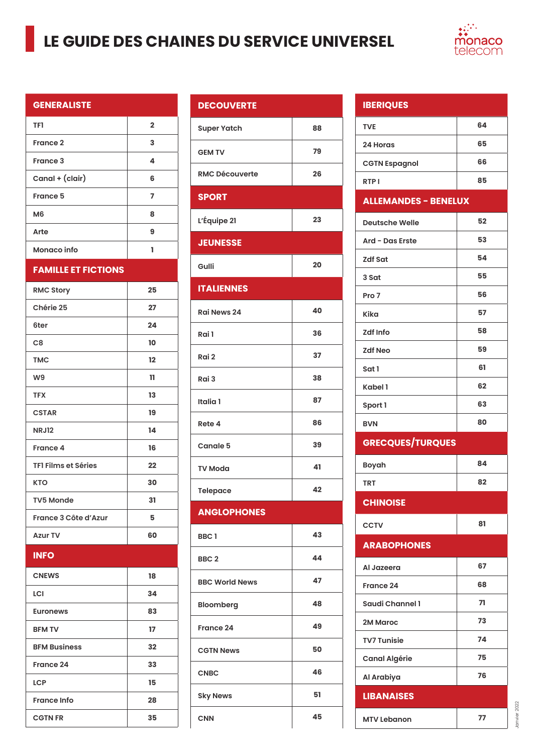# LE GUIDE DES CHAINES DU SERVICE UNIVERSEL

## GENERALISTE

| | |
|---|---|
| TF1 | 2 |
| France 2 | 3 |
| France 3 | 4 |
| Canal + (clair) | 6 |
| France 5 | 7 |
| M6 | 8 |
| Arte | 9 |
| Monaco info | 1 |

## FAMILLE ET FICTIONS

| | |
|---|---|
| RMC Story | 25 |
| Chérie 25 | 27 |
| 6ter | 24 |
| C8 | 10 |
| TMC | 12 |
| W9 | 11 |
| TFX | 13 |
| CSTAR | 19 |
| NRJ12 | 14 |
| France 4 | 16 |
| TF1 Films et Séries | 22 |
| KTO | 30 |
| TV5 Monde | 31 |
| France 3 Côte d'Azur | 5 |
| Azur TV | 60 |

## INFO

| | |
|---|---|
| CNEWS | 18 |
| LCI | 34 |
| Euronews | 83 |
| BFM TV | 17 |
| BFM Business | 32 |
| France 24 | 33 |
| LCP | 15 |
| France Info | 28 |
| CGTN FR | 35 |

## DECOUVERTE

| | |
|---|---|
| Super Yatch | 88 |
| GEM TV | 79 |
| RMC Découverte | 26 |

## SPORT

| | |
|---|---|
| L'Équipe 21 | 23 |

## JEUNESSE

| | |
|---|---|
| Gulli | 20 |

## ITALIENNES

| | |
|---|---|
| Rai News 24 | 40 |
| Rai 1 | 36 |
| Rai 2 | 37 |
| Rai 3 | 38 |
| Italia 1 | 87 |
| Rete 4 | 86 |
| Canale 5 | 39 |
| TV Moda | 41 |
| Telepace | 42 |

## ANGLOPHONES

| | |
|---|---|
| BBC 1 | 43 |
| BBC 2 | 44 |
| BBC World News | 47 |
| Bloomberg | 48 |
| France 24 | 49 |
| CGTN News | 50 |
| CNBC | 46 |
| Sky News | 51 |
| CNN | 45 |

## IBERIQUES

| | |
|---|---|
| TVE | 64 |
| 24 Horas | 65 |
| CGTN Espagnol | 66 |
| RTP I | 85 |

## ALLEMANDES - BENELUX

| | |
|---|---|
| Deutsche Welle | 52 |
| Ard - Das Erste | 53 |
| Zdf Sat | 54 |
| 3 Sat | 55 |
| Pro 7 | 56 |
| Kika | 57 |
| Zdf Info | 58 |
| Zdf Neo | 59 |
| Sat 1 | 61 |
| Kabel 1 | 62 |
| Sport 1 | 63 |
| BVN | 80 |

## GRECQUES/TURQUES

| | |
|---|---|
| Boyah | 84 |
| TRT | 82 |

## CHINOISE

| | |
|---|---|
| CCTV | 81 |

## ARABOPHONES

| | |
|---|---|
| Al Jazeera | 67 |
| France 24 | 68 |
| Saudi Channel 1 | 71 |
| 2M Maroc | 73 |
| TV7 Tunisie | 74 |
| Canal Algérie | 75 |
| Al Arabiya | 76 |

## LIBANAISES

| | |
|---|---|
| MTV Lebanon | 77 |

Janvier 2022